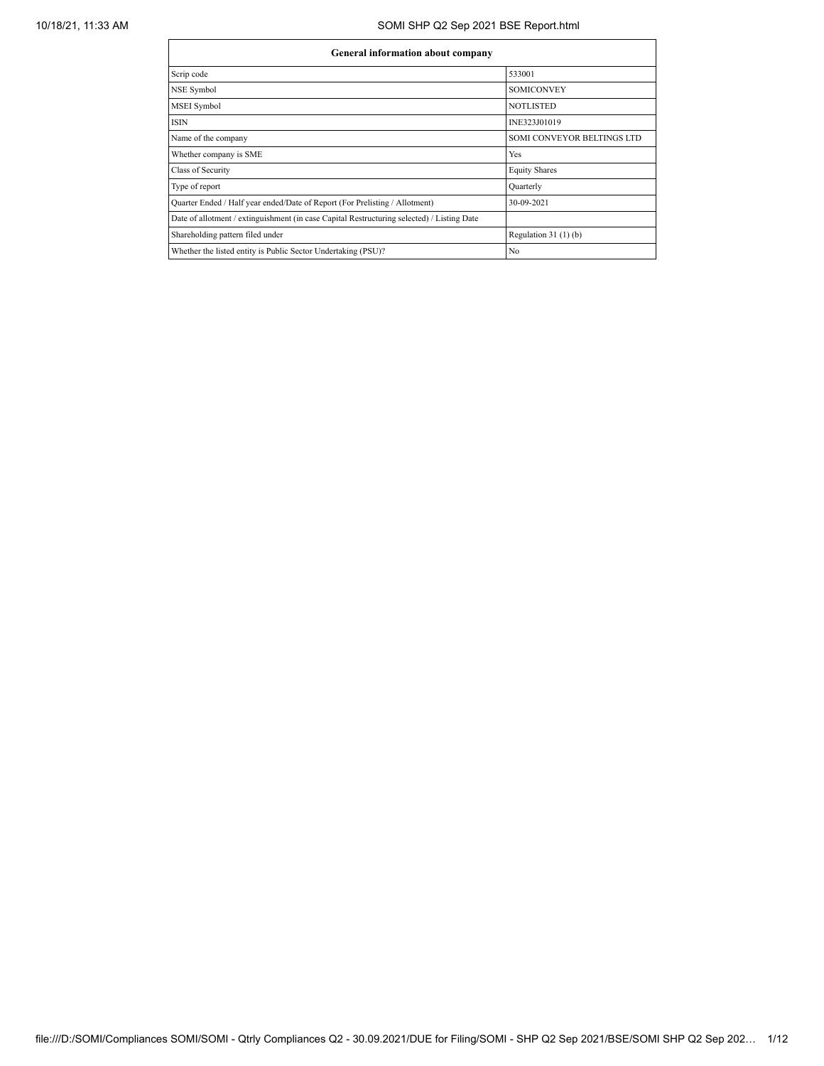| General information about company | |
|---|---|
| Scrip code | 533001 |
| NSE Symbol | SOMICONVEY |
| MSEI Symbol | NOTLISTED |
| ISIN | INE323J01019 |
| Name of the company | SOMI CONVEYOR BELTINGS LTD |
| Whether company is SME | Yes |
| Class of Security | Equity Shares |
| Type of report | Quarterly |
| Quarter Ended / Half year ended/Date of Report (For Prelisting / Allotment) | 30-09-2021 |
| Date of allotment / extinguishment (in case Capital Restructuring selected) / Listing Date | |
| Shareholding pattern filed under | Regulation 31 (1) (b) |
| Whether the listed entity is Public Sector Undertaking (PSU)? | No |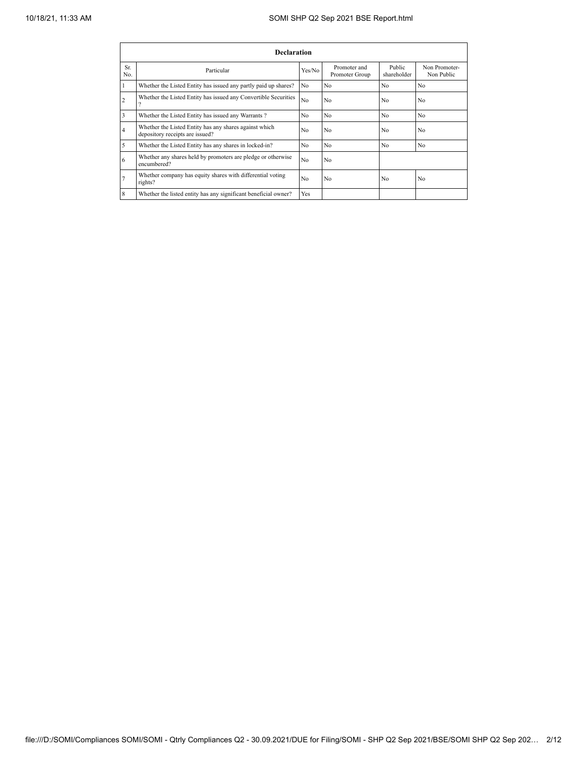| Declaration | | | | | |
|---|---|---|---|---|---|
| Sr. No. | Particular | Yes/No | Promoter and Promoter Group | Public shareholder | Non Promoter- Non Public |
| 1 | Whether the Listed Entity has issued any partly paid up shares? | No | No | No | No |
| 2 | Whether the Listed Entity has issued any Convertible Securities ? | No | No | No | No |
| 3 | Whether the Listed Entity has issued any Warrants ? | No | No | No | No |
| 4 | Whether the Listed Entity has any shares against which depository receipts are issued? | No | No | No | No |
| 5 | Whether the Listed Entity has any shares in locked-in? | No | No | No | No |
| 6 | Whether any shares held by promoters are pledge or otherwise encumbered? | No | No | | |
| 7 | Whether company has equity shares with differential voting rights? | No | No | No | No |
| 8 | Whether the listed entity has any significant beneficial owner? | Yes | | | |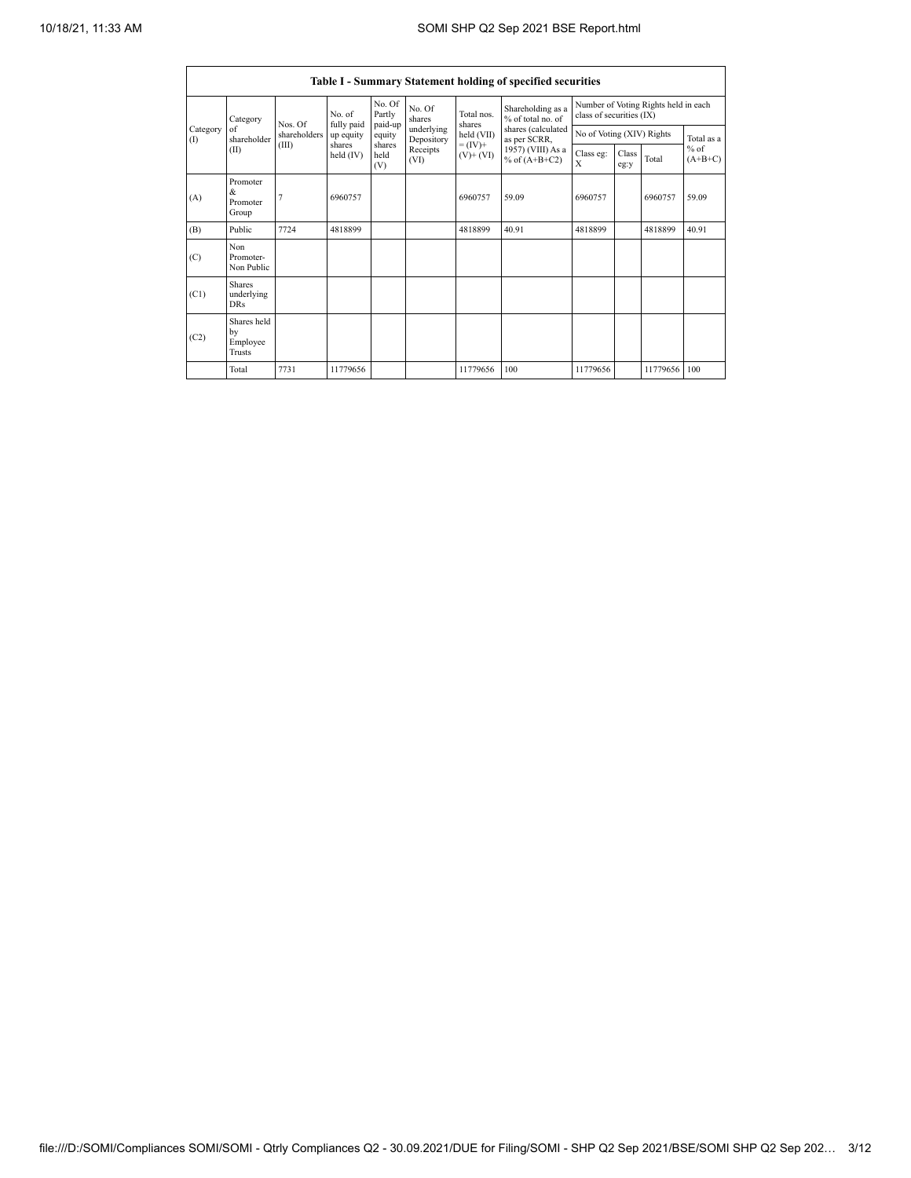**Table I - Summary Statement holding of specified securities**

| Category (I) | Category of shareholder (II) | Nos. Of shareholders (III) | No. of fully paid up equity shares held (IV) | No. Of Partly paid-up equity shares held (V) | No. Of shares underlying Depository Receipts (VI) | Total nos. shares held (VII) = (IV)+ (V)+ (VI) | Shareholding as a % of total no. of shares (calculated as per SCRR, 1957) (VIII) As a % of (A+B+C2) | Number of Voting Rights held in each class of securities (IX) | | | |
|---|---|---|---|---|---|---|---|---|---|---|---|
| | | | | | | | | No of Voting (XIV) Rights | | | Total as a % of (A+B+C) |
| | | | | | | | | Class eg: X | Class eg:y | Total | |
| (A) | Promoter & Promoter Group | 7 | 6960757 | | | 6960757 | 59.09 | 6960757 | | 6960757 | 59.09 |
| (B) | Public | 7724 | 4818899 | | | 4818899 | 40.91 | 4818899 | | 4818899 | 40.91 |
| (C) | Non Promoter- Non Public | | | | | | | | | | |
| (C1) | Shares underlying DRs | | | | | | | | | | |
| (C2) | Shares held by Employee Trusts | | | | | | | | | | |
| | Total | 7731 | 11779656 | | | 11779656 | 100 | 11779656 | | 11779656 | 100 |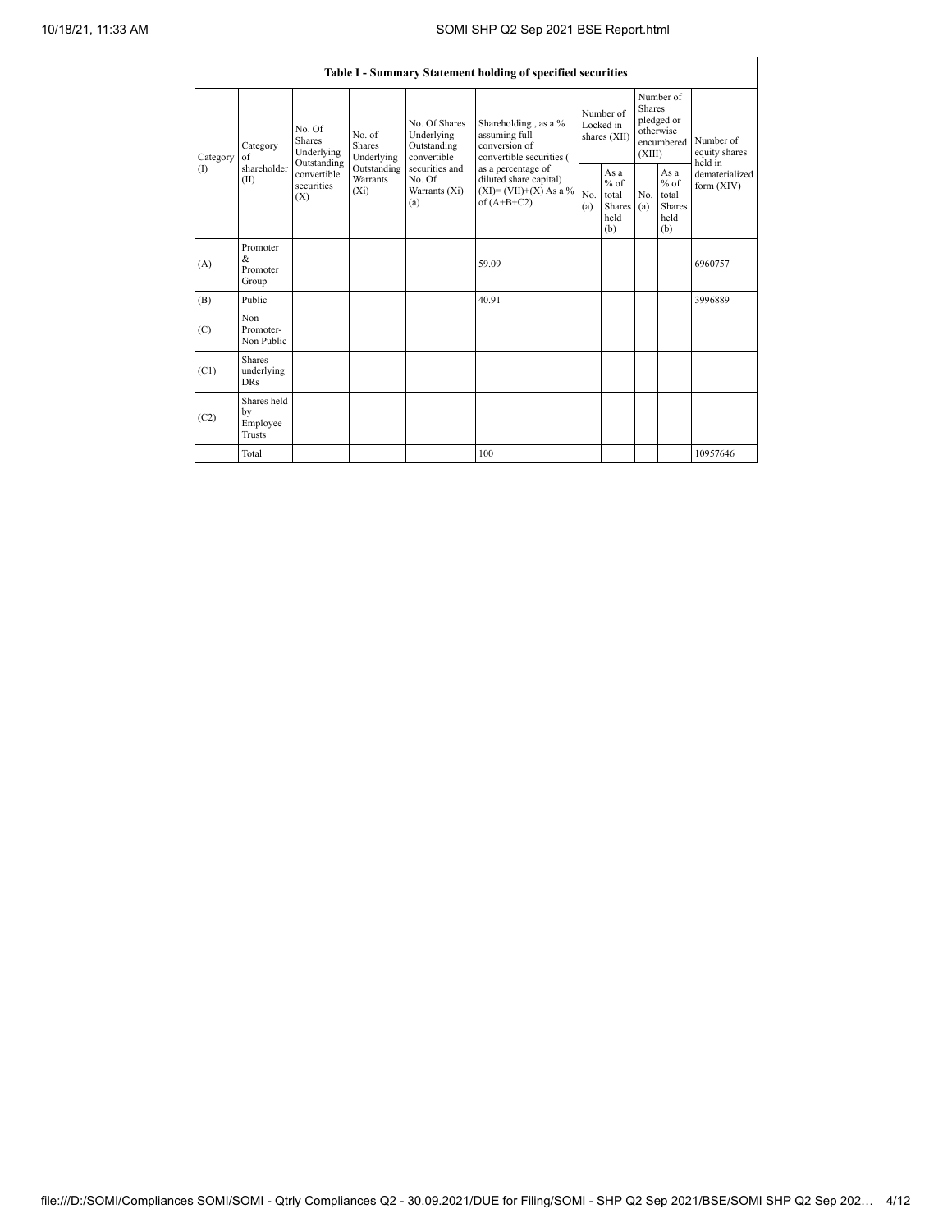| Table I - Summary Statement holding of specified securities | | | | | | | | | | | |
|---|---|---|---|---|---|---|---|---|---|---|---|
| Category (I) | Category of shareholder (II) | No. Of Shares Underlying Outstanding convertible securities (X) | No. of Shares Underlying Outstanding Warrants (Xi) | No. Of Shares Underlying Outstanding convertible securities and No. Of Warrants (Xi) (a) | Shareholding , as a % assuming full conversion of convertible securities ( as a percentage of diluted share capital) (XI)= (VII)+(X) As a % of (A+B+C2) | Number of Locked in shares (XII) | | Number of Shares pledged or otherwise encumbered (XIII) | | Number of equity shares held in dematerialized form (XIV) |
| | | | | | | No. (a) | As a % of total Shares held (b) | No. (a) | As a % of total Shares held (b) | |
| (A) | Promoter & Promoter Group | | | | 59.09 | | | | | 6960757 |
| (B) | Public | | | | 40.91 | | | | | 3996889 |
| (C) | Non Promoter- Non Public | | | | | | | | | |
| (C1) | Shares underlying DRs | | | | | | | | | |
| (C2) | Shares held by Employee Trusts | | | | | | | | | |
| | Total | | | | 100 | | | | | 10957646 |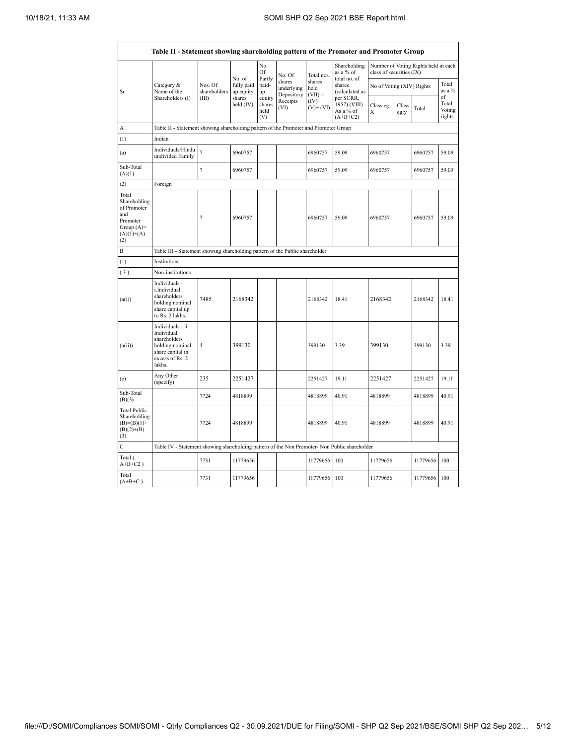| Table II - Statement showing shareholding pattern of the Promoter and Promoter Group | | | | | | | | | | | |
|---|---|---|---|---|---|---|---|---|---|---|---|
| Sr. | Category & Name of the Shareholders (I) | Nos. Of shareholders (III) | No. of fully paid up equity shares held (IV) | No. Of Partly paid-up equity shares held (V) | No. Of shares underlying Depository Receipts (VI) | Total nos. shares held (VII) = (IV)+ (V)+ (VI) | Shareholding as a % of total no. of shares (calculated as per SCRR, 1957) (VIII) As a % of (A+B+C2) | Number of Voting Rights held in each class of securities (IX) | | | |
| | | | | | | | | No of Voting (XIV) Rights | | | Total as a % of Total Voting rights |
| | | | | | | | | Class eg: X | Class eg:y | Total | |
| A | Table II - Statement showing shareholding pattern of the Promoter and Promoter Group | | | | | | | | | | |
| (1) | Indian | | | | | | | | | | |
| (a) | Individuals/Hindu undivided Family | 7 | 6960757 | | | 6960757 | 59.09 | 6960757 | | 6960757 | 59.09 |
| Sub-Total (A)(1) | | 7 | 6960757 | | | 6960757 | 59.09 | 6960757 | | 6960757 | 59.09 |
| (2) | Foreign | | | | | | | | | | |
| Total Shareholding of Promoter and Promoter Group (A)=(A)(1)+(A)(2) | | 7 | 6960757 | | | 6960757 | 59.09 | 6960757 | | 6960757 | 59.09 |
| B | Table III - Statement showing shareholding pattern of the Public shareholder | | | | | | | | | | |
| (1) | Institutions | | | | | | | | | | |
| (3) | Non-institutions | | | | | | | | | | |
| (a(i)) | Individuals - i.Individual shareholders holding nominal share capital up to Rs. 2 lakhs. | 7485 | 2168342 | | | 2168342 | 18.41 | 2168342 | | 2168342 | 18.41 |
| (a(ii)) | Individuals - ii. Individual shareholders holding nominal share capital in excess of Rs. 2 lakhs. | 4 | 399130 | | | 399130 | 3.39 | 399130 | | 399130 | 3.39 |
| (e) | Any Other (specify) | 235 | 2251427 | | | 2251427 | 19.11 | 2251427 | | 2251427 | 19.11 |
| Sub-Total (B)(3) | | 7724 | 4818899 | | | 4818899 | 40.91 | 4818899 | | 4818899 | 40.91 |
| Total Public Shareholding (B)=(B)(1)+(B)(2)+(B)(3) | | 7724 | 4818899 | | | 4818899 | 40.91 | 4818899 | | 4818899 | 40.91 |
| C | Table IV - Statement showing shareholding pattern of the Non Promoter- Non Public shareholder | | | | | | | | | | |
| Total (A+B+C2) | | 7731 | 11779656 | | | 11779656 | 100 | 11779656 | | 11779656 | 100 |
| Total (A+B+C) | | 7731 | 11779656 | | | 11779656 | 100 | 11779656 | | 11779656 | 100 |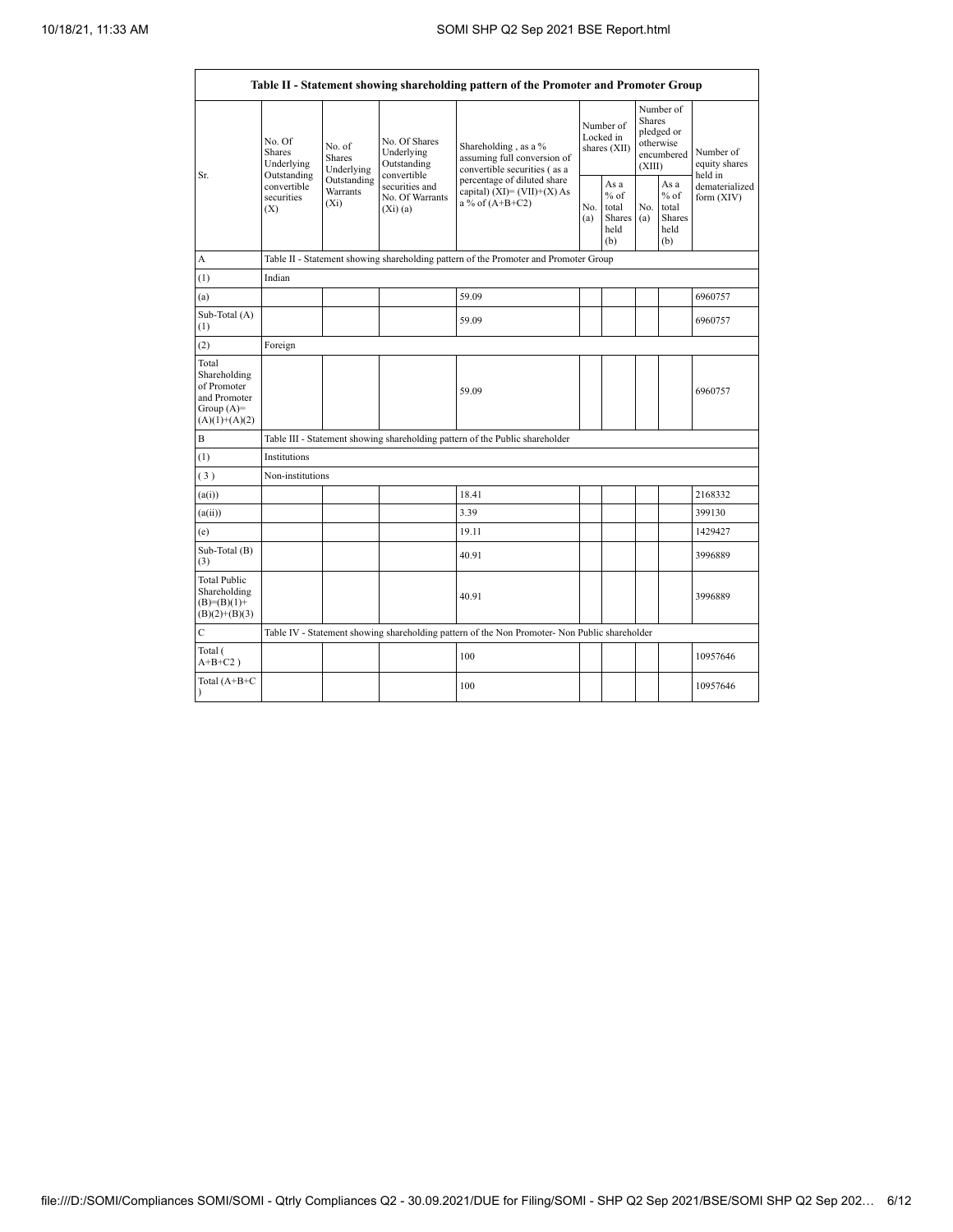| Table II - Statement showing shareholding pattern of the Promoter and Promoter Group | | | | | | | | | |
|---|---|---|---|---|---|---|---|---|---|
| Sr. | No. Of Shares Underlying Outstanding convertible securities (X) | No. of Shares Underlying Outstanding Warrants (Xi) | No. Of Shares Underlying Outstanding convertible securities and No. Of Warrants (Xi) (a) | Shareholding , as a % assuming full conversion of convertible securities ( as a percentage of diluted share capital) (XI)= (VII)+(X) As a % of (A+B+C2) | Number of Locked in shares (XII) | | Number of Shares pledged or otherwise encumbered (XIII) | | Number of equity shares held in dematerialized form (XIV) |
| | | | | | No. (a) | As a % of total Shares held (b) | No. (a) | As a % of total Shares held (b) | |
| A | Table II - Statement showing shareholding pattern of the Promoter and Promoter Group | | | | | | | | |
| (1) | Indian | | | | | | | | |
| (a) | | | | 59.09 | | | | | 6960757 |
| Sub-Total (A) (1) | | | | 59.09 | | | | | 6960757 |
| (2) | Foreign | | | | | | | | |
| Total Shareholding of Promoter and Promoter Group (A)= (A)(1)+(A)(2) | | | | 59.09 | | | | | 6960757 |
| B | Table III - Statement showing shareholding pattern of the Public shareholder | | | | | | | | |
| (1) | Institutions | | | | | | | | |
| ( 3 ) | Non-institutions | | | | | | | | |
| (a(i)) | | | | 18.41 | | | | | 2168332 |
| (a(ii)) | | | | 3.39 | | | | | 399130 |
| (e) | | | | 19.11 | | | | | 1429427 |
| Sub-Total (B) (3) | | | | 40.91 | | | | | 3996889 |
| Total Public Shareholding (B)=(B)(1)+(B)(2)+(B)(3) | | | | 40.91 | | | | | 3996889 |
| C | Table IV - Statement showing shareholding pattern of the Non Promoter- Non Public shareholder | | | | | | | | |
| Total ( A+B+C2 ) | | | | 100 | | | | | 10957646 |
| Total (A+B+C ) | | | | 100 | | | | | 10957646 |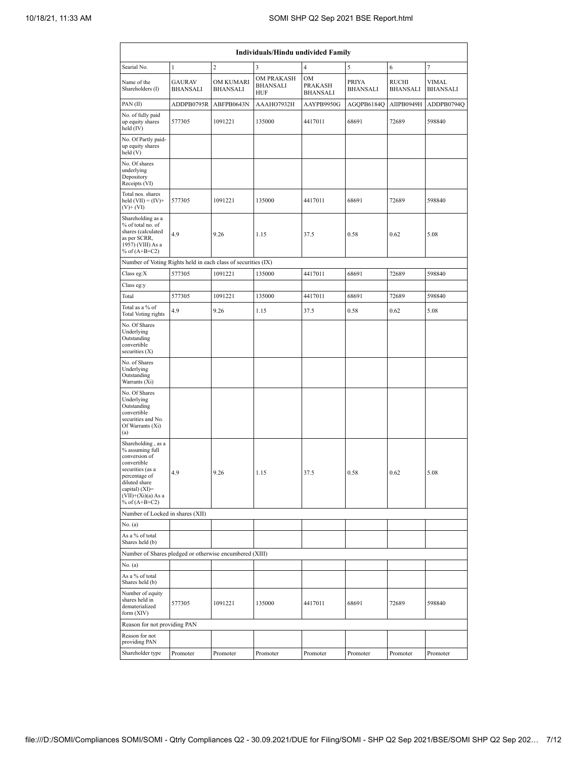| Individuals/Hindu undivided Family | | | | | | | |
|---|---|---|---|---|---|---|---|
| Searial No. | 1 | 2 | 3 | 4 | 5 | 6 | 7 |
| Name of the Shareholders (I) | GAURAV BHANSALI | OM KUMARI BHANSALI | OM PRAKASH BHANSALI HUF | OM PRAKASH BHANSALI | PRIYA BHANSALI | RUCHI BHANSALI | VIMAL BHANSALI |
| PAN (II) | ADDPB0795R | ABFPB0643N | AAAHO7932H | AAYPB9950G | AGQPB6184Q | AIIPB0949H | ADDPB0794Q |
| No. of fully paid up equity shares held (IV) | 577305 | 1091221 | 135000 | 4417011 | 68691 | 72689 | 598840 |
| No. Of Partly paid-up equity shares held (V) | | | | | | | |
| No. Of shares underlying Depository Receipts (VI) | | | | | | | |
| Total nos. shares held (VII) = (IV)+ (V)+ (VI) | 577305 | 1091221 | 135000 | 4417011 | 68691 | 72689 | 598840 |
| Shareholding as a % of total no. of shares (calculated as per SCRR, 1957) (VIII) As a % of (A+B+C2) | 4.9 | 9.26 | 1.15 | 37.5 | 0.58 | 0.62 | 5.08 |
| Number of Voting Rights held in each class of securities (IX) | | | | | | | |
| Class eg:X | 577305 | 1091221 | 135000 | 4417011 | 68691 | 72689 | 598840 |
| Class eg:y | | | | | | | |
| Total | 577305 | 1091221 | 135000 | 4417011 | 68691 | 72689 | 598840 |
| Total as a % of Total Voting rights | 4.9 | 9.26 | 1.15 | 37.5 | 0.58 | 0.62 | 5.08 |
| No. Of Shares Underlying Outstanding convertible securities (X) | | | | | | | |
| No. of Shares Underlying Outstanding Warrants (Xi) | | | | | | | |
| No. Of Shares Underlying Outstanding convertible securities and No. Of Warrants (Xi) (a) | | | | | | | |
| Shareholding , as a % assuming full conversion of convertible securities (as a percentage of diluted share capital) (XI)= (VII)+(Xi)(a) As a % of (A+B+C2) | 4.9 | 9.26 | 1.15 | 37.5 | 0.58 | 0.62 | 5.08 |
| Number of Locked in shares (XII) | | | | | | | |
| No. (a) | | | | | | | |
| As a % of total Shares held (b) | | | | | | | |
| Number of Shares pledged or otherwise encumbered (XIII) | | | | | | | |
| No. (a) | | | | | | | |
| As a % of total Shares held (b) | | | | | | | |
| Number of equity shares held in dematerialized form (XIV) | 577305 | 1091221 | 135000 | 4417011 | 68691 | 72689 | 598840 |
| Reason for not providing PAN | | | | | | | |
| Reason for not providing PAN | | | | | | | |
| Shareholder type | Promoter | Promoter | Promoter | Promoter | Promoter | Promoter | Promoter |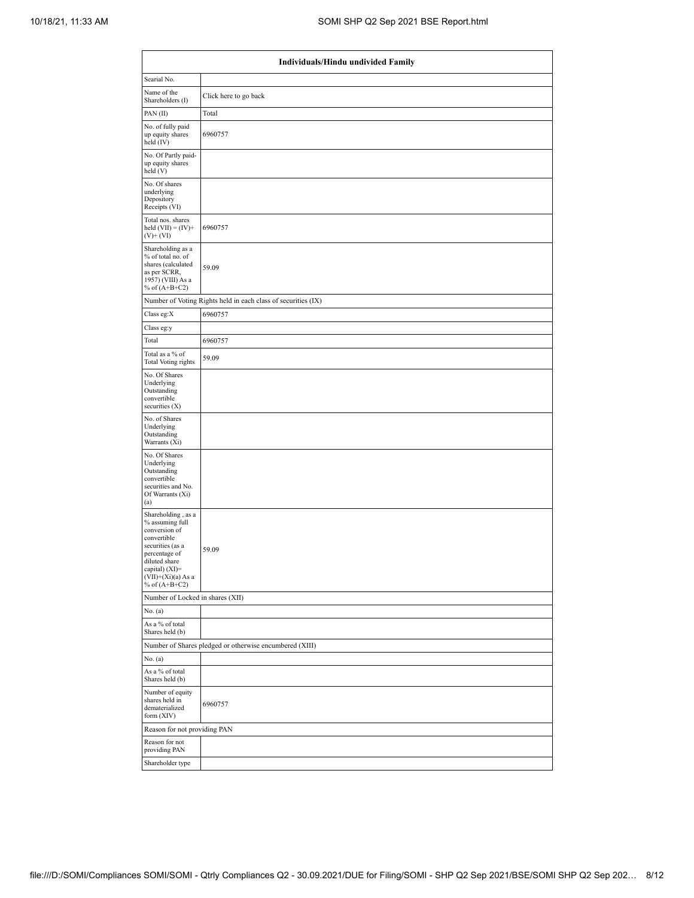| Individuals/Hindu undivided Family | |
|---|---|
| Searial No. | |
| Name of the Shareholders (I) | Click here to go back |
| PAN (II) | Total |
| No. of fully paid up equity shares held (IV) | 6960757 |
| No. Of Partly paid-up equity shares held (V) | |
| No. Of shares underlying Depository Receipts (VI) | |
| Total nos. shares held (VII) = (IV)+(V)+ (VI) | 6960757 |
| Shareholding as a % of total no. of shares (calculated as per SCRR, 1957) (VIII) As a % of (A+B+C2) | 59.09 |
| Number of Voting Rights held in each class of securities (IX) | |
| Class eg:X | 6960757 |
| Class eg:y | |
| Total | 6960757 |
| Total as a % of Total Voting rights | 59.09 |
| No. Of Shares Underlying Outstanding convertible securities (X) | |
| No. of Shares Underlying Outstanding Warrants (Xi) | |
| No. Of Shares Underlying Outstanding convertible securities and No. Of Warrants (Xi) (a) | |
| Shareholding , as a % assuming full conversion of convertible securities (as a percentage of diluted share capital) (XI)= (VII)+(Xi)(a) As a % of (A+B+C2) | 59.09 |
| Number of Locked in shares (XII) | |
| No. (a) | |
| As a % of total Shares held (b) | |
| Number of Shares pledged or otherwise encumbered (XIII) | |
| No. (a) | |
| As a % of total Shares held (b) | |
| Number of equity shares held in dematerialized form (XIV) | 6960757 |
| Reason for not providing PAN | |
| Reason for not providing PAN | |
| Shareholder type | |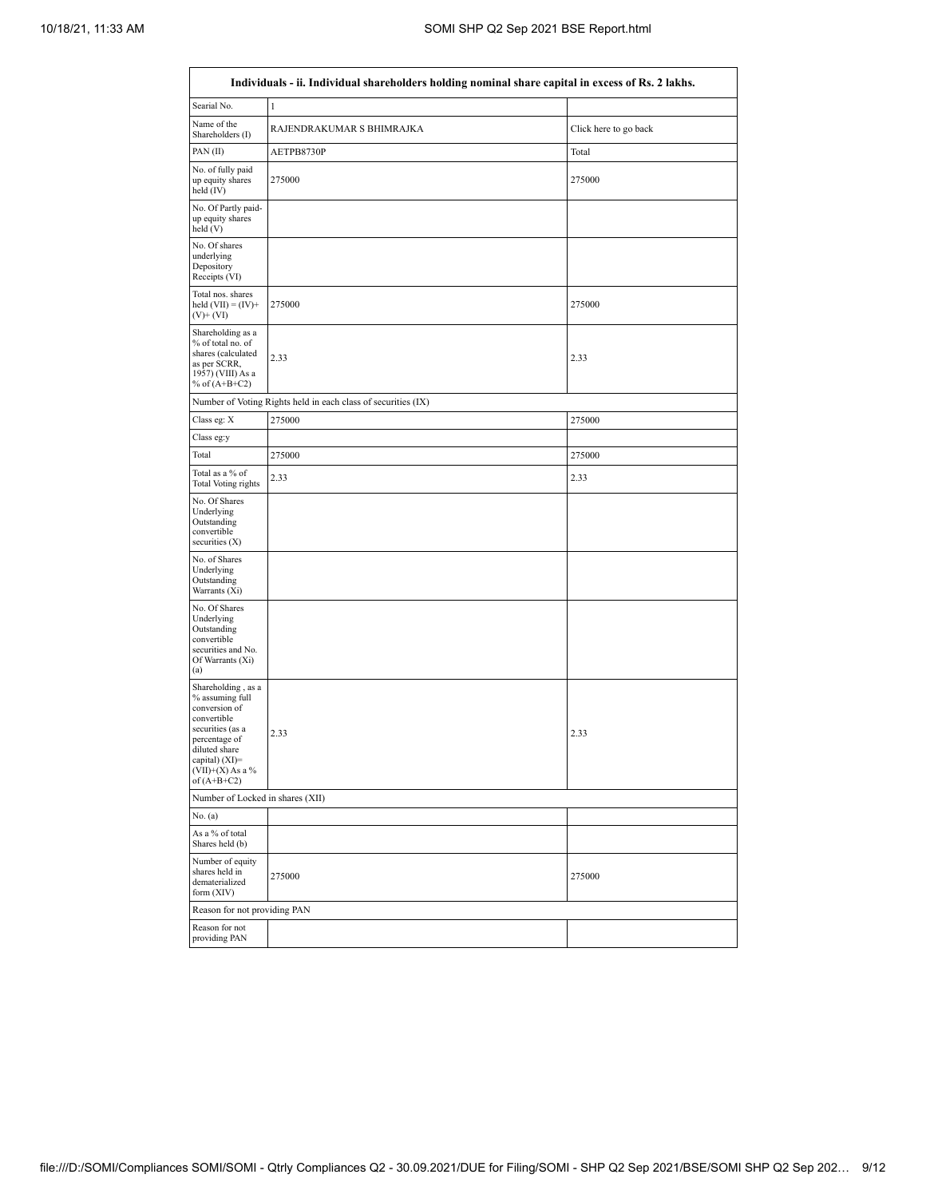| Individuals - ii. Individual shareholders holding nominal share capital in excess of Rs. 2 lakhs. | | |
|---|---|---|
| Searial No. | 1 | |
| Name of the Shareholders (I) | RAJENDRAKUMAR S BHIMRAJKA | Click here to go back |
| PAN (II) | AETPB8730P | Total |
| No. of fully paid up equity shares held (IV) | 275000 | 275000 |
| No. Of Partly paid-up equity shares held (V) | | |
| No. Of shares underlying Depository Receipts (VI) | | |
| Total nos. shares held (VII) = (IV)+ (V)+ (VI) | 275000 | 275000 |
| Shareholding as a % of total no. of shares (calculated as per SCRR, 1957) (VIII) As a % of (A+B+C2) | 2.33 | 2.33 |
| Number of Voting Rights held in each class of securities (IX) | | |
| Class eg: X | 275000 | 275000 |
| Class eg:y | | |
| Total | 275000 | 275000 |
| Total as a % of Total Voting rights | 2.33 | 2.33 |
| No. Of Shares Underlying Outstanding convertible securities (X) | | |
| No. of Shares Underlying Outstanding Warrants (Xi) | | |
| No. Of Shares Underlying Outstanding convertible securities and No. Of Warrants (Xi) (a) | | |
| Shareholding , as a % assuming full conversion of convertible securities (as a percentage of diluted share capital) (XI)= (VII)+(X) As a % of (A+B+C2) | 2.33 | 2.33 |
| Number of Locked in shares (XII) | | |
| No. (a) | | |
| As a % of total Shares held (b) | | |
| Number of equity shares held in dematerialized form (XIV) | 275000 | 275000 |
| Reason for not providing PAN | | |
| Reason for not providing PAN | | |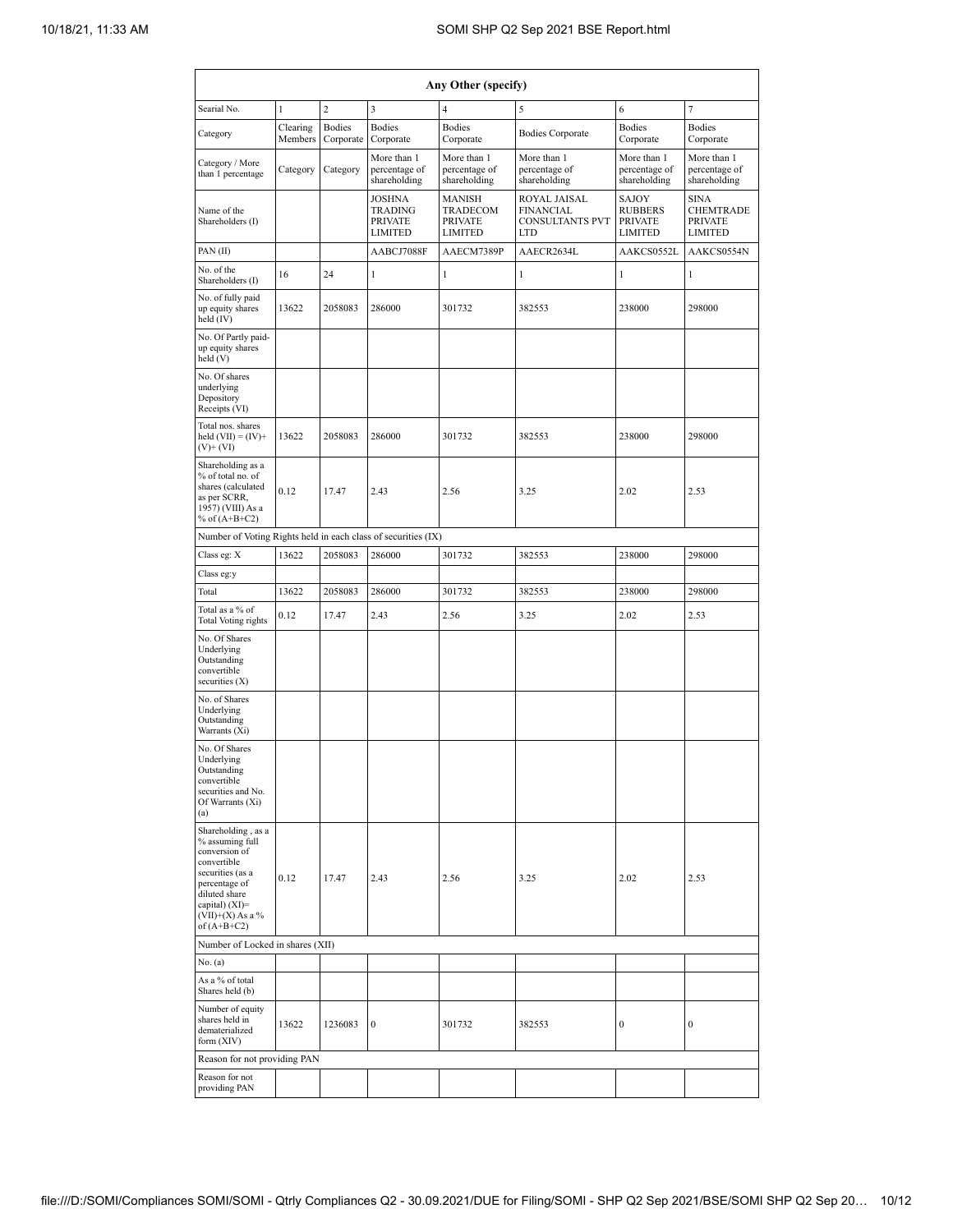| Any Other (specify) | | | | | | | |
|---|---|---|---|---|---|---|---|
| Searial No. | 1 | 2 | 3 | 4 | 5 | 6 | 7 |
| Category | Clearing Members | Bodies Corporate | Bodies Corporate | Bodies Corporate | Bodies Corporate | Bodies Corporate | Bodies Corporate |
| Category / More than 1 percentage | Category | Category | More than 1 percentage of shareholding | More than 1 percentage of shareholding | More than 1 percentage of shareholding | More than 1 percentage of shareholding | More than 1 percentage of shareholding |
| Name of the Shareholders (I) | | | JOSHNA TRADING PRIVATE LIMITED | MANISH TRADECOM PRIVATE LIMITED | ROYAL JAISAL FINANCIAL CONSULTANTS PVT LTD | SAJOY RUBBERS PRIVATE LIMITED | SINA CHEMTRADE PRIVATE LIMITED |
| PAN (II) | | | AABCJ7088F | AAECM7389P | AAECR2634L | AAKCS0552L | AAKCS0554N |
| No. of the Shareholders (I) | 16 | 24 | 1 | 1 | 1 | 1 | 1 |
| No. of fully paid up equity shares held (IV) | 13622 | 2058083 | 286000 | 301732 | 382553 | 238000 | 298000 |
| No. Of Partly paid-up equity shares held (V) | | | | | | | |
| No. Of shares underlying Depository Receipts (VI) | | | | | | | |
| Total nos. shares held (VII) = (IV)+(V)+ (VI) | 13622 | 2058083 | 286000 | 301732 | 382553 | 238000 | 298000 |
| Shareholding as a % of total no. of shares (calculated as per SCRR, 1957) (VIII) As a % of (A+B+C2) | 0.12 | 17.47 | 2.43 | 2.56 | 3.25 | 2.02 | 2.53 |
| Number of Voting Rights held in each class of securities (IX) | | | | | | | |
| Class eg: X | 13622 | 2058083 | 286000 | 301732 | 382553 | 238000 | 298000 |
| Class eg:y | | | | | | | |
| Total | 13622 | 2058083 | 286000 | 301732 | 382553 | 238000 | 298000 |
| Total as a % of Total Voting rights | 0.12 | 17.47 | 2.43 | 2.56 | 3.25 | 2.02 | 2.53 |
| No. Of Shares Underlying Outstanding convertible securities (X) | | | | | | | |
| No. of Shares Underlying Outstanding Warrants (Xi) | | | | | | | |
| No. Of Shares Underlying Outstanding convertible securities and No. Of Warrants (Xi) (a) | | | | | | | |
| Shareholding , as a % assuming full conversion of convertible securities (as a percentage of diluted share capital) (XI)= (VII)+(X) As a % of (A+B+C2) | 0.12 | 17.47 | 2.43 | 2.56 | 3.25 | 2.02 | 2.53 |
| Number of Locked in shares (XII) | | | | | | | |
| No. (a) | | | | | | | |
| As a % of total Shares held (b) | | | | | | | |
| Number of equity shares held in dematerialized form (XIV) | 13622 | 1236083 | 0 | 301732 | 382553 | 0 | 0 |
| Reason for not providing PAN | | | | | | | |
| Reason for not providing PAN | | | | | | | |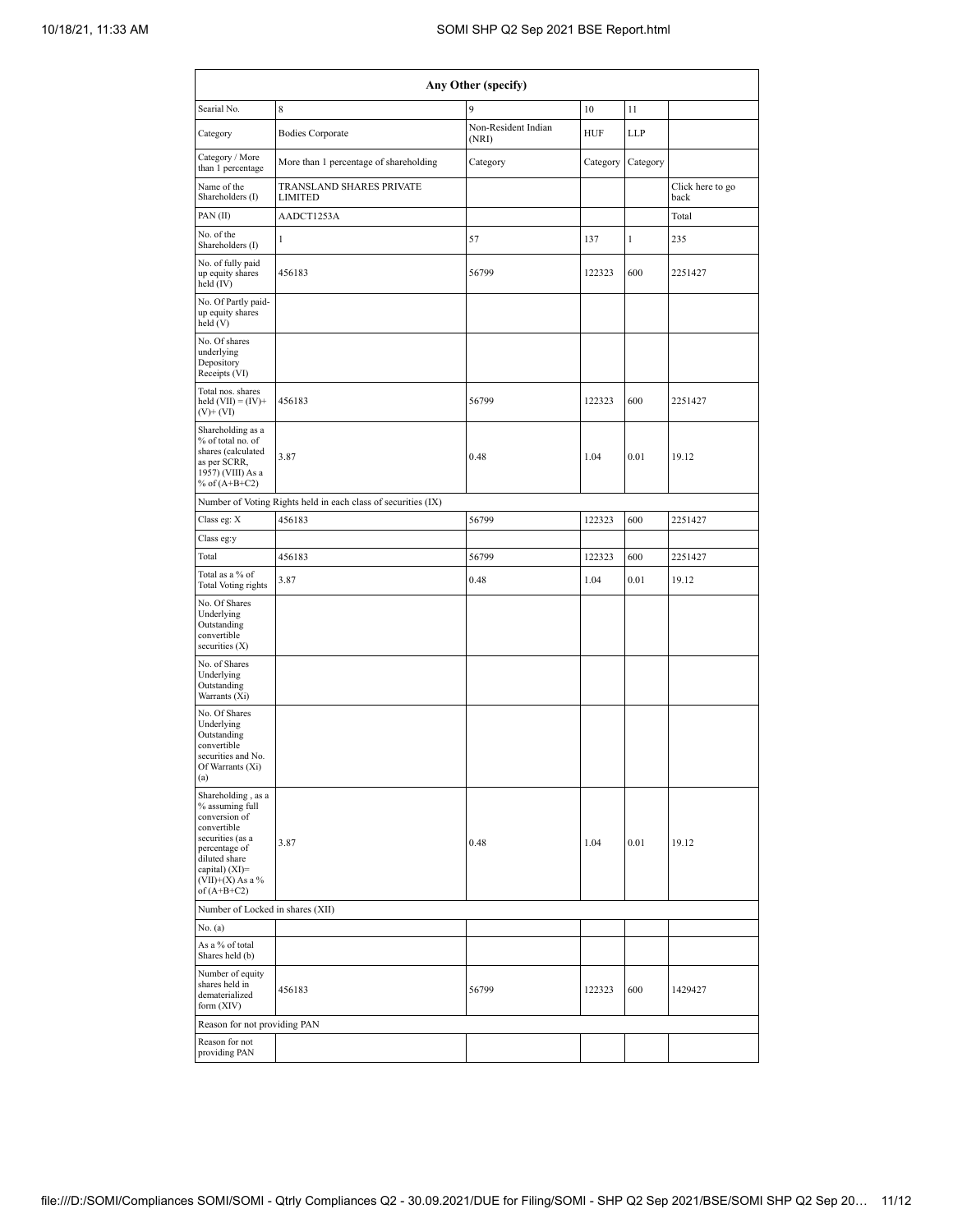| Any Other (specify) | | | | | |
|---|---|---|---|---|---|
| Searial No. | 8 | 9 | 10 | 11 | |
| Category | Bodies Corporate | Non-Resident Indian (NRI) | HUF | LLP | |
| Category / More than 1 percentage | More than 1 percentage of shareholding | Category | Category | Category | |
| Name of the Shareholders (I) | TRANSLAND SHARES PRIVATE LIMITED | | | | Click here to go back |
| PAN (II) | AADCT1253A | | | | Total |
| No. of the Shareholders (I) | 1 | 57 | 137 | 1 | 235 |
| No. of fully paid up equity shares held (IV) | 456183 | 56799 | 122323 | 600 | 2251427 |
| No. Of Partly paid-up equity shares held (V) | | | | | |
| No. Of shares underlying Depository Receipts (VI) | | | | | |
| Total nos. shares held (VII) = (IV)+ (V)+ (VI) | 456183 | 56799 | 122323 | 600 | 2251427 |
| Shareholding as a % of total no. of shares (calculated as per SCRR, 1957) (VIII) As a % of (A+B+C2) | 3.87 | 0.48 | 1.04 | 0.01 | 19.12 |
| Number of Voting Rights held in each class of securities (IX) | | | | | |
| Class eg: X | 456183 | 56799 | 122323 | 600 | 2251427 |
| Class eg:y | | | | | |
| Total | 456183 | 56799 | 122323 | 600 | 2251427 |
| Total as a % of Total Voting rights | 3.87 | 0.48 | 1.04 | 0.01 | 19.12 |
| No. Of Shares Underlying Outstanding convertible securities (X) | | | | | |
| No. of Shares Underlying Outstanding Warrants (Xi) | | | | | |
| No. Of Shares Underlying Outstanding convertible securities and No. Of Warrants (Xi) (a) | | | | | |
| Shareholding , as a % assuming full conversion of convertible securities (as a percentage of diluted share capital) (XI)= (VII)+(X) As a % of (A+B+C2) | 3.87 | 0.48 | 1.04 | 0.01 | 19.12 |
| Number of Locked in shares (XII) | | | | | |
| No. (a) | | | | | |
| As a % of total Shares held (b) | | | | | |
| Number of equity shares held in dematerialized form (XIV) | 456183 | 56799 | 122323 | 600 | 1429427 |
| Reason for not providing PAN | | | | | |
| Reason for not providing PAN | | | | | |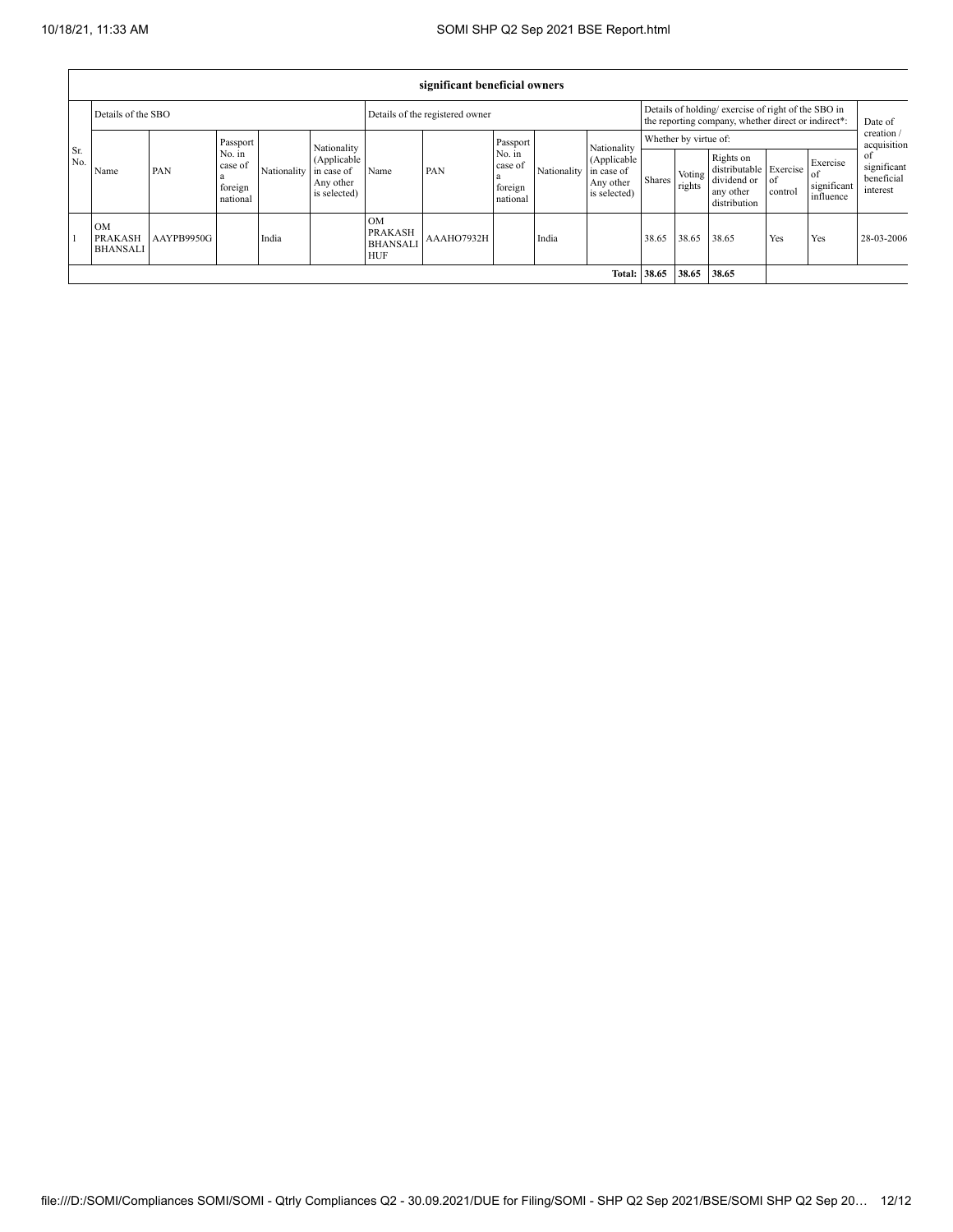| significant beneficial owners | | | | | | | | | | | | | | | | |
|---|---|---|---|---|---|---|---|---|---|---|---|---|---|---|---|---|
| Sr. No. | Details of the SBO | | | | | Details of the registered owner | | | | | Details of holding/ exercise of right of the SBO in the reporting company, whether direct or indirect*: | | | | | Date of creation / acquisition of significant beneficial interest |
| | | | | | | | | | | | Whether by virtue of: | | | | | |
| | Name | PAN | Passport No. in case of a foreign national | Nationality | Nationality (Applicable in case of Any other is selected) | Name | PAN | Passport No. in case of a foreign national | Nationality | Nationality (Applicable in case of Any other is selected) | Shares | Voting rights | Rights on distributable dividend or any other distribution | Exercise of control | Exercise of significant influence | |
| 1 | OM PRAKASH BHANSALI | AAYPB9950G | | India | | OM PRAKASH BHANSALI HUF | AAAHO7932H | | India | | 38.65 | 38.65 | 38.65 | Yes | Yes | 28-03-2006 |
| | | | | | | | | | | Total: | 38.65 | 38.65 | 38.65 | | | |